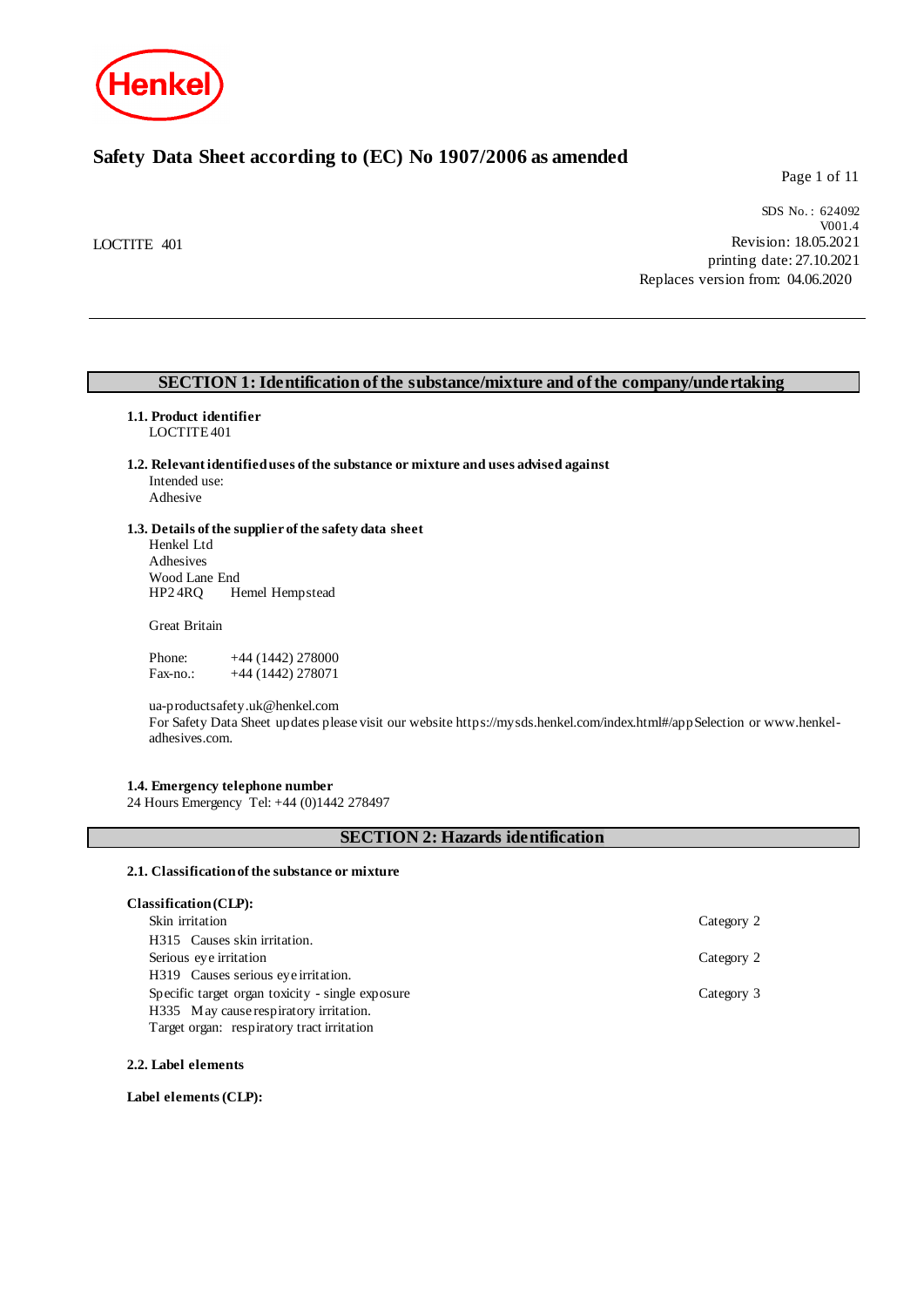Henkel

# Safety Data Sheet according to (EC) No 1907/2006 as amended

SDS No. : 624092
V001.4

LOCTITE 401

Revision: 18.05.2021
printing date: 27.10.2021
Replaces version from: 04.06.2020

## SECTION 1: Identification of the substance/mixture and of the company/undertaking

**1.1. Product identifier**
LOCTITE 401

**1.2. Relevant identified uses of the substance or mixture and uses advised against**
Intended use:
Adhesive

**1.3. Details of the supplier of the safety data sheet**
Henkel Ltd
Adhesives
Wood Lane End
HP2 4RQ  Hemel Hempstead

Great Britain

Phone: +44 (1442) 278000
Fax-no.: +44 (1442) 278071

ua-productsafety.uk@henkel.com
For Safety Data Sheet updates please visit our website https://mysds.henkel.com/index.html#/appSelection or www.henkel-adhesives.com.

**1.4. Emergency telephone number**
24 Hours Emergency Tel: +44 (0)1442 278497

## SECTION 2: Hazards identification

**2.1. Classification of the substance or mixture**

**Classification (CLP):**

| | |
|---|---|
| Skin irritation | Category 2 |
| H315 Causes skin irritation. | |
| Serious eye irritation | Category 2 |
| H319 Causes serious eye irritation. | |
| Specific target organ toxicity - single exposure | Category 3 |
| H335 May cause respiratory irritation. | |
| Target organ: respiratory tract irritation | |

**2.2. Label elements**

**Label elements (CLP):**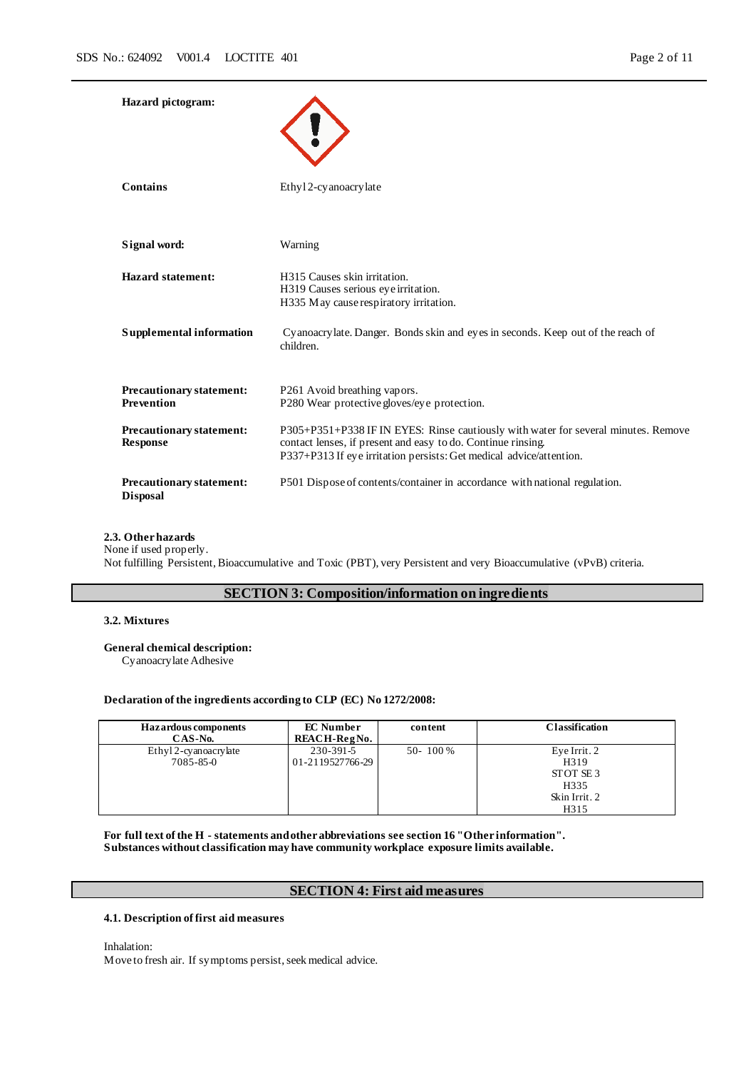| | |
|---|---|
| **Hazard pictogram:** | |
| **Contains** | Ethyl 2-cyanoacrylate |
| **Signal word:** | Warning |
| **Hazard statement:** | H315 Causes skin irritation.<br>H319 Causes serious eye irritation.<br>H335 May cause respiratory irritation. |
| **Supplemental information** | Cyanoacrylate. Danger. Bonds skin and eyes in seconds. Keep out of the reach of children. |
| **Precautionary statement: Prevention** | P261 Avoid breathing vapors.<br>P280 Wear protective gloves/eye protection. |
| **Precautionary statement: Response** | P305+P351+P338 IF IN EYES: Rinse cautiously with water for several minutes. Remove contact lenses, if present and easy to do. Continue rinsing.<br>P337+P313 If eye irritation persists: Get medical advice/attention. |
| **Precautionary statement: Disposal** | P501 Dispose of contents/container in accordance with national regulation. |

**2.3. Other hazards**
None if used properly.
Not fulfilling Persistent, Bioaccumulative and Toxic (PBT), very Persistent and very Bioaccumulative (vPvB) criteria.

## SECTION 3: Composition/information on ingredients

**3.2. Mixtures**

**General chemical description:**
Cyanoacrylate Adhesive

**Declaration of the ingredients according to CLP (EC) No 1272/2008:**

| Hazardous components<br>CAS-No. | EC Number<br>REACH-Reg No. | content | Classification |
|---|---|---|---|
| Ethyl 2-cyanoacrylate<br>7085-85-0 | 230-391-5<br>01-2119527766-29 | 50- 100 % | Eye Irrit. 2<br>H319<br>STOT SE 3<br>H335<br>Skin Irrit. 2<br>H315 |

**For full text of the H - statements and other abbreviations see section 16 "Other information".**
**Substances without classification may have community workplace exposure limits available.**

## SECTION 4: First aid measures

**4.1. Description of first aid measures**

Inhalation:
Move to fresh air. If symptoms persist, seek medical advice.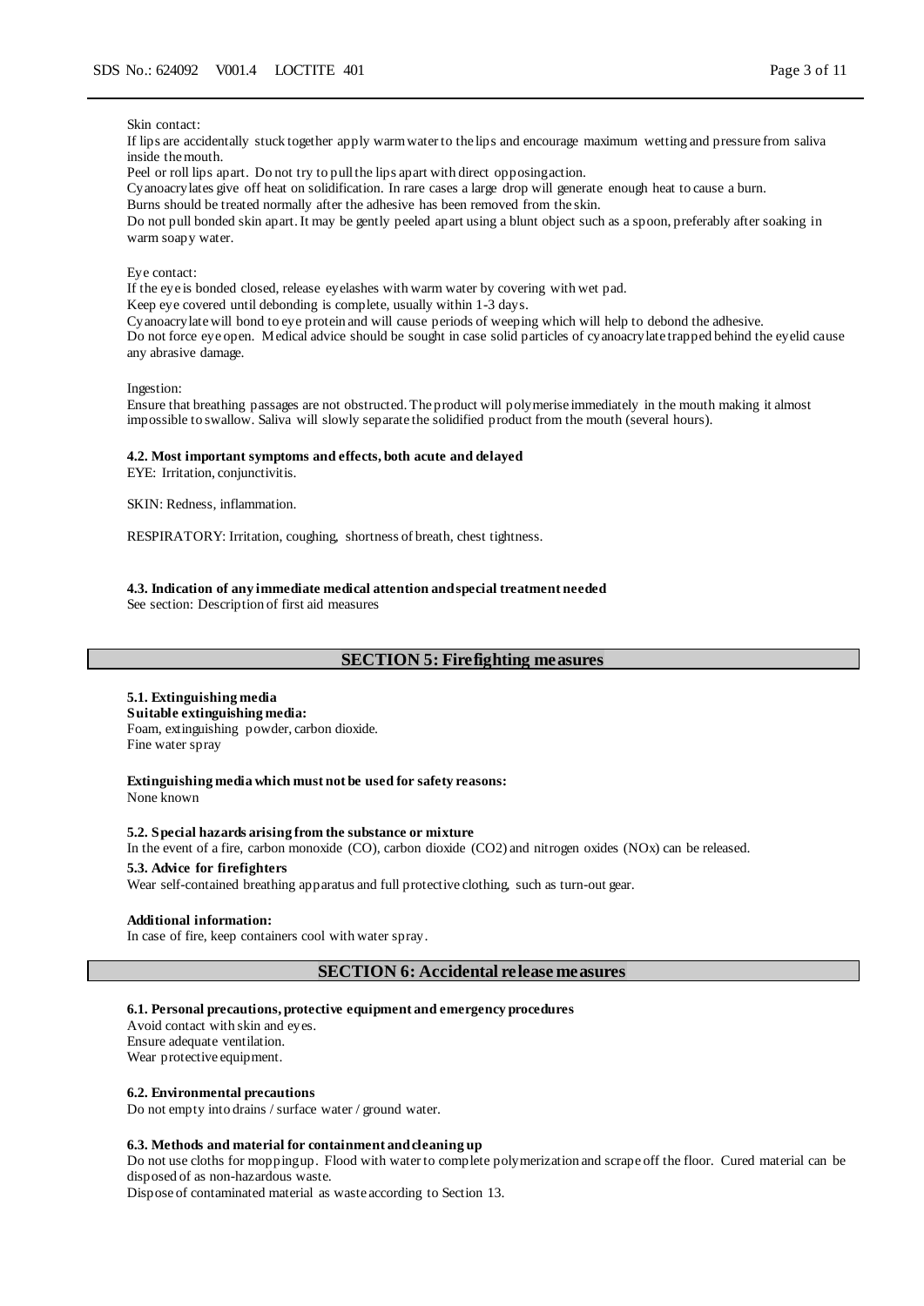Skin contact:

If lips are accidentally stuck together apply warm water to the lips and encourage maximum wetting and pressure from saliva inside the mouth.

Peel or roll lips apart. Do not try to pull the lips apart with direct opposing action.

Cyanoacrylates give off heat on solidification. In rare cases a large drop will generate enough heat to cause a burn.

Burns should be treated normally after the adhesive has been removed from the skin.

Do not pull bonded skin apart. It may be gently peeled apart using a blunt object such as a spoon, preferably after soaking in warm soapy water.

Eye contact:

If the eye is bonded closed, release eyelashes with warm water by covering with wet pad.

Keep eye covered until debonding is complete, usually within 1-3 days.

Cyanoacrylate will bond to eye protein and will cause periods of weeping which will help to debond the adhesive.

Do not force eye open. Medical advice should be sought in case solid particles of cyanoacrylate trapped behind the eyelid cause any abrasive damage.

Ingestion:

Ensure that breathing passages are not obstructed. The product will polymerise immediately in the mouth making it almost impossible to swallow. Saliva will slowly separate the solidified product from the mouth (several hours).

**4.2. Most important symptoms and effects, both acute and delayed**

EYE: Irritation, conjunctivitis.

SKIN: Redness, inflammation.

RESPIRATORY: Irritation, coughing, shortness of breath, chest tightness.

**4.3. Indication of any immediate medical attention and special treatment needed**

See section: Description of first aid measures

## SECTION 5: Firefighting measures

**5.1. Extinguishing media**

**Suitable extinguishing media:**

Foam, extinguishing powder, carbon dioxide.
Fine water spray

**Extinguishing media which must not be used for safety reasons:**

None known

**5.2. Special hazards arising from the substance or mixture**

In the event of a fire, carbon monoxide (CO), carbon dioxide ($CO_2$) and nitrogen oxides (NOx) can be released.

**5.3. Advice for firefighters**

Wear self-contained breathing apparatus and full protective clothing, such as turn-out gear.

**Additional information:**

In case of fire, keep containers cool with water spray.

## SECTION 6: Accidental release measures

**6.1. Personal precautions, protective equipment and emergency procedures**

Avoid contact with skin and eyes.
Ensure adequate ventilation.
Wear protective equipment.

**6.2. Environmental precautions**

Do not empty into drains / surface water / ground water.

**6.3. Methods and material for containment and cleaning up**

Do not use cloths for mopping up. Flood with water to complete polymerization and scrape off the floor. Cured material can be disposed of as non-hazardous waste.

Dispose of contaminated material as waste according to Section 13.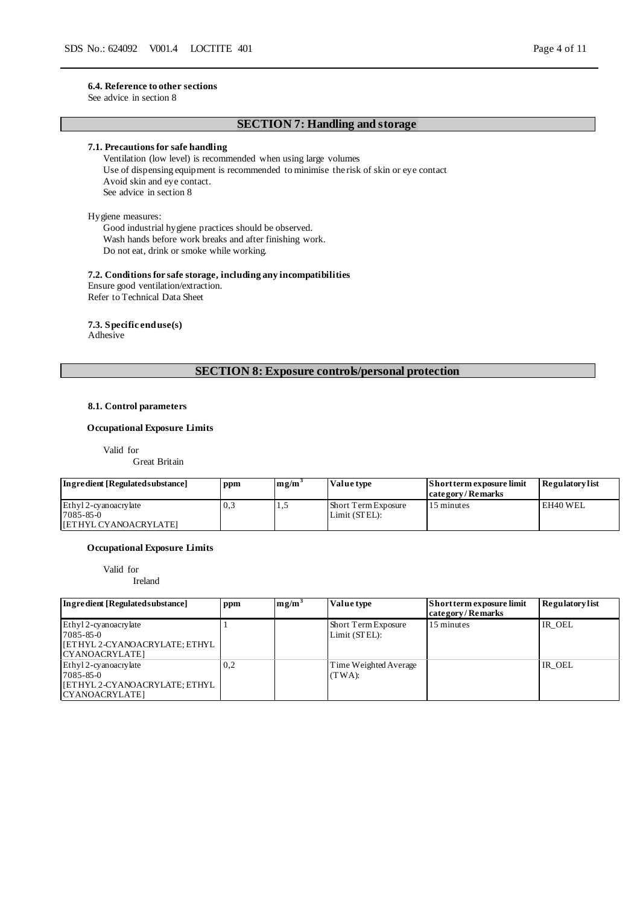**6.4. Reference to other sections**
See advice in section 8

## SECTION 7: Handling and storage

**7.1. Precautions for safe handling**

Ventilation (low level) is recommended when using large volumes
Use of dispensing equipment is recommended to minimise the risk of skin or eye contact
Avoid skin and eye contact.
See advice in section 8

Hygiene measures:

Good industrial hygiene practices should be observed.
Wash hands before work breaks and after finishing work.
Do not eat, drink or smoke while working.

**7.2. Conditions for safe storage, including any incompatibilities**
Ensure good ventilation/extraction.
Refer to Technical Data Sheet

**7.3. Specific end use(s)**
Adhesive

## SECTION 8: Exposure controls/personal protection

**8.1. Control parameters**

**Occupational Exposure Limits**

Valid for
Great Britain

| Ingredient [Regulated substance] | ppm | mg/m$^3$ | Value type | Short term exposure limit category / Remarks | Regulatory list |
|---|---|---|---|---|---|
| Ethyl 2-cyanoacrylate<br>7085-85-0<br>[ETHYL CYANOACRYLATE] | 0,3 | 1,5 | Short Term Exposure Limit (STEL): | 15 minutes | EH40 WEL |

**Occupational Exposure Limits**

Valid for
Ireland

| Ingredient [Regulated substance] | ppm | mg/m$^3$ | Value type | Short term exposure limit category / Remarks | Regulatory list |
|---|---|---|---|---|---|
| Ethyl 2-cyanoacrylate<br>7085-85-0<br>[ETHYL 2-CYANOACRYLATE; ETHYL CYANOACRYLATE] | 1 | | Short Term Exposure Limit (STEL): | 15 minutes | IR_OEL |
| Ethyl 2-cyanoacrylate<br>7085-85-0<br>[ETHYL 2-CYANOACRYLATE; ETHYL CYANOACRYLATE] | 0,2 | | Time Weighted Average (TWA): | | IR_OEL |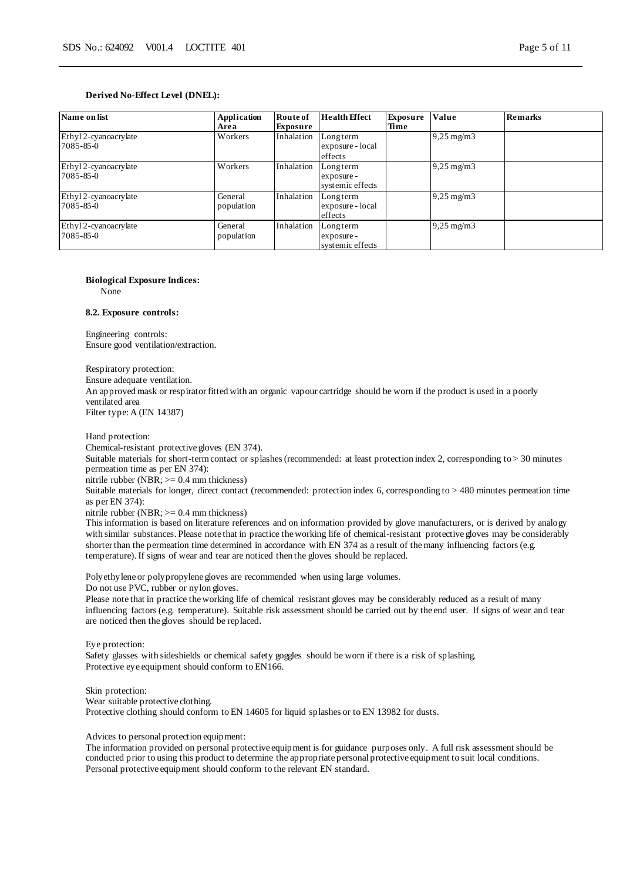**Derived No-Effect Level (DNEL):**

| Name on list | Application Area | Route of Exposure | Health Effect | Exposure Time | Value | Remarks |
| --- | --- | --- | --- | --- | --- | --- |
| Ethyl 2-cyanoacrylate 7085-85-0 | Workers | Inhalation | Long term exposure - local effects | | 9,25 mg/m3 | |
| Ethyl 2-cyanoacrylate 7085-85-0 | Workers | Inhalation | Long term exposure - systemic effects | | 9,25 mg/m3 | |
| Ethyl 2-cyanoacrylate 7085-85-0 | General population | Inhalation | Long term exposure - local effects | | 9,25 mg/m3 | |
| Ethyl 2-cyanoacrylate 7085-85-0 | General population | Inhalation | Long term exposure - systemic effects | | 9,25 mg/m3 | |

**Biological Exposure Indices:**

None

**8.2. Exposure controls:**

Engineering controls:
Ensure good ventilation/extraction.

Respiratory protection:
Ensure adequate ventilation.
An approved mask or respirator fitted with an organic vapour cartridge should be worn if the product is used in a poorly ventilated area
Filter type: A (EN 14387)

Hand protection:
Chemical-resistant protective gloves (EN 374).
Suitable materials for short-term contact or splashes (recommended: at least protection index 2, corresponding to > 30 minutes permeation time as per EN 374):
nitrile rubber (NBR; >= 0.4 mm thickness)
Suitable materials for longer, direct contact (recommended: protection index 6, corresponding to > 480 minutes permeation time as per EN 374):
nitrile rubber (NBR; >= 0.4 mm thickness)
This information is based on literature references and on information provided by glove manufacturers, or is derived by analogy with similar substances. Please note that in practice the working life of chemical-resistant protective gloves may be considerably shorter than the permeation time determined in accordance with EN 374 as a result of the many influencing factors (e.g. temperature). If signs of wear and tear are noticed then the gloves should be replaced.

Polyethylene or polypropylene gloves are recommended when using large volumes.
Do not use PVC, rubber or nylon gloves.
Please note that in practice the working life of chemical resistant gloves may be considerably reduced as a result of many influencing factors (e.g. temperature). Suitable risk assessment should be carried out by the end user. If signs of wear and tear are noticed then the gloves should be replaced.

Eye protection:
Safety glasses with sideshields or chemical safety goggles should be worn if there is a risk of splashing.
Protective eye equipment should conform to EN166.

Skin protection:
Wear suitable protective clothing.
Protective clothing should conform to EN 14605 for liquid splashes or to EN 13982 for dusts.

Advices to personal protection equipment:
The information provided on personal protective equipment is for guidance purposes only. A full risk assessment should be conducted prior to using this product to determine the appropriate personal protective equipment to suit local conditions. Personal protective equipment should conform to the relevant EN standard.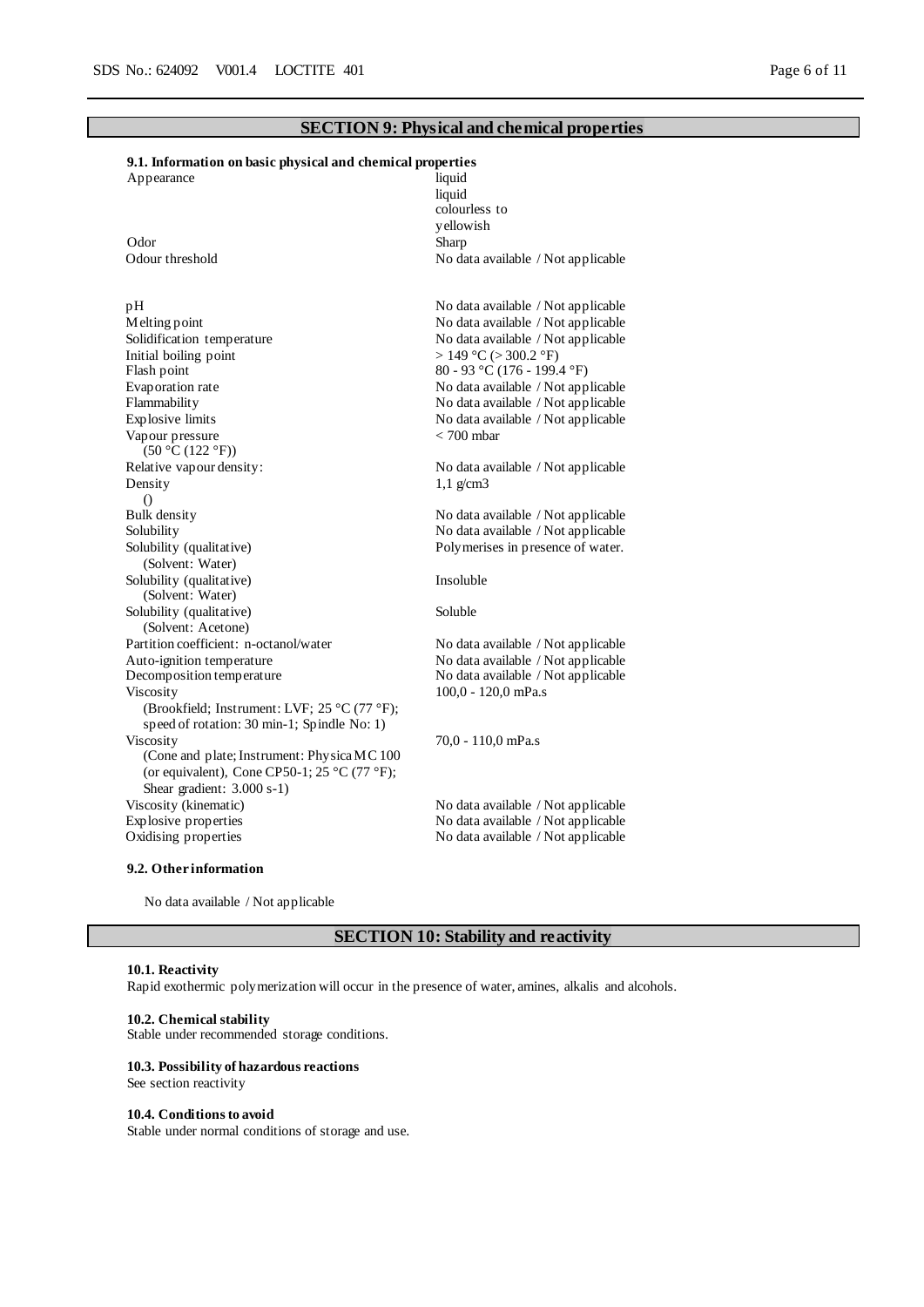## SECTION 9: Physical and chemical properties

### 9.1. Information on basic physical and chemical properties

| Property | Value |
|---|---|
| Appearance | liquid<br>liquid<br>colourless to<br>yellowish |
| Odor | Sharp |
| Odour threshold | No data available / Not applicable |
| pH | No data available / Not applicable |
| Melting point | No data available / Not applicable |
| Solidification temperature | No data available / Not applicable |
| Initial boiling point | > 149 °C (> 300.2 °F) |
| Flash point | 80 - 93 °C (176 - 199.4 °F) |
| Evaporation rate | No data available / Not applicable |
| Flammability | No data available / Not applicable |
| Explosive limits | No data available / Not applicable |
| Vapour pressure<br>(50 °C (122 °F)) | < 700 mbar |
| Relative vapour density: | No data available / Not applicable |
| Density<br>() | 1,1 g/cm3 |
| Bulk density | No data available / Not applicable |
| Solubility | No data available / Not applicable |
| Solubility (qualitative)<br>(Solvent: Water) | Polymerises in presence of water. |
| Solubility (qualitative)<br>(Solvent: Water) | Insoluble |
| Solubility (qualitative)<br>(Solvent: Acetone) | Soluble |
| Partition coefficient: n-octanol/water | No data available / Not applicable |
| Auto-ignition temperature | No data available / Not applicable |
| Decomposition temperature | No data available / Not applicable |
| Viscosity<br>(Brookfield; Instrument: LVF; 25 °C (77 °F); speed of rotation: 30 min-1; Spindle No: 1) | 100,0 - 120,0 mPa.s |
| Viscosity<br>(Cone and plate; Instrument: Physica MC 100 (or equivalent), Cone CP50-1; 25 °C (77 °F); Shear gradient: 3.000 s-1) | 70,0 - 110,0 mPa.s |
| Viscosity (kinematic) | No data available / Not applicable |
| Explosive properties | No data available / Not applicable |
| Oxidising properties | No data available / Not applicable |

### 9.2. Other information

No data available / Not applicable

## SECTION 10: Stability and reactivity

### 10.1. Reactivity

Rapid exothermic polymerization will occur in the presence of water, amines, alkalis and alcohols.

### 10.2. Chemical stability

Stable under recommended storage conditions.

### 10.3. Possibility of hazardous reactions

See section reactivity

### 10.4. Conditions to avoid

Stable under normal conditions of storage and use.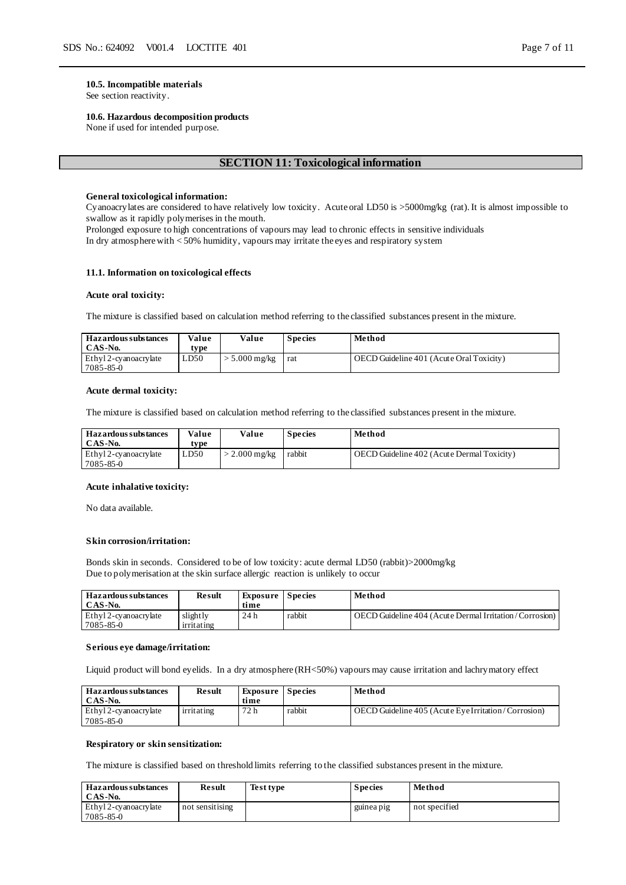**10.5. Incompatible materials**
See section reactivity.

**10.6. Hazardous decomposition products**
None if used for intended purpose.

## SECTION 11: Toxicological information

**General toxicological information:**
Cyanoacrylates are considered to have relatively low toxicity. Acute oral LD50 is >5000mg/kg (rat). It is almost impossible to swallow as it rapidly polymerises in the mouth.
Prolonged exposure to high concentrations of vapours may lead to chronic effects in sensitive individuals
In dry atmosphere with < 50% humidity, vapours may irritate the eyes and respiratory system

**11.1. Information on toxicological effects**

**Acute oral toxicity:**

The mixture is classified based on calculation method referring to the classified substances present in the mixture.

| Hazardous substances CAS-No. | Value type | Value | Species | Method |
|---|---|---|---|---|
| Ethyl 2-cyanoacrylate 7085-85-0 | LD50 | > 5.000 mg/kg | rat | OECD Guideline 401 (Acute Oral Toxicity) |

**Acute dermal toxicity:**

The mixture is classified based on calculation method referring to the classified substances present in the mixture.

| Hazardous substances CAS-No. | Value type | Value | Species | Method |
|---|---|---|---|---|
| Ethyl 2-cyanoacrylate 7085-85-0 | LD50 | > 2.000 mg/kg | rabbit | OECD Guideline 402 (Acute Dermal Toxicity) |

**Acute inhalative toxicity:**

No data available.

**Skin corrosion/irritation:**

Bonds skin in seconds. Considered to be of low toxicity: acute dermal LD50 (rabbit)>2000mg/kg
Due to polymerisation at the skin surface allergic reaction is unlikely to occur

| Hazardous substances CAS-No. | Result | Exposure time | Species | Method |
|---|---|---|---|---|
| Ethyl 2-cyanoacrylate 7085-85-0 | slightly irritating | 24 h | rabbit | OECD Guideline 404 (Acute Dermal Irritation / Corrosion) |

**Serious eye damage/irritation:**

Liquid product will bond eyelids. In a dry atmosphere (RH<50%) vapours may cause irritation and lachrymatory effect

| Hazardous substances CAS-No. | Result | Exposure time | Species | Method |
|---|---|---|---|---|
| Ethyl 2-cyanoacrylate 7085-85-0 | irritating | 72 h | rabbit | OECD Guideline 405 (Acute Eye Irritation / Corrosion) |

**Respiratory or skin sensitization:**

The mixture is classified based on threshold limits referring to the classified substances present in the mixture.

| Hazardous substances CAS-No. | Result | Test type | Species | Method |
|---|---|---|---|---|
| Ethyl 2-cyanoacrylate 7085-85-0 | not sensitising | | guinea pig | not specified |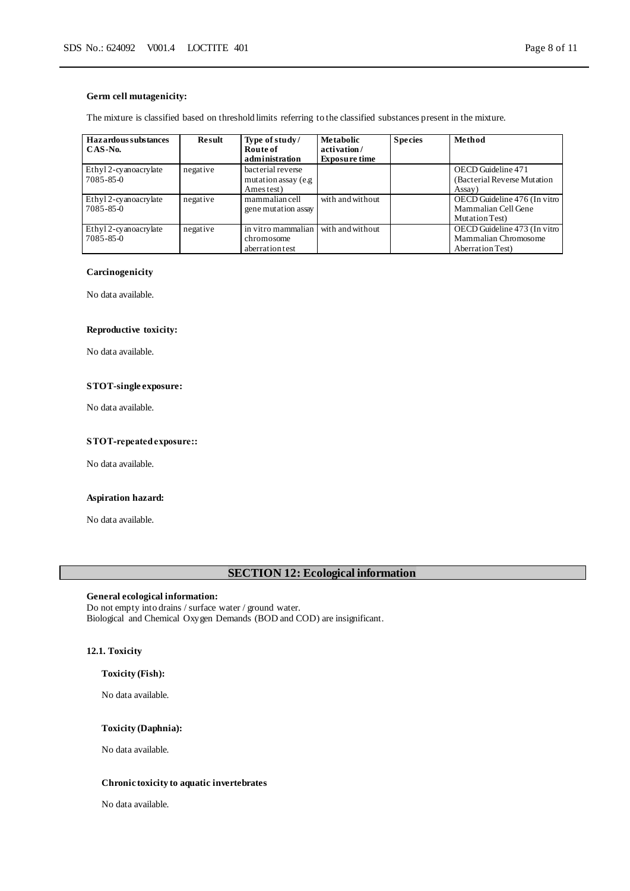**Germ cell mutagenicity:**

The mixture is classified based on threshold limits referring to the classified substances present in the mixture.

| Hazardous substances CAS-No. | Result | Type of study / Route of administration | Metabolic activation / Exposure time | Species | Method |
|---|---|---|---|---|---|
| Ethyl 2-cyanoacrylate 7085-85-0 | negative | bacterial reverse mutation assay (e.g Ames test) | | | OECD Guideline 471 (Bacterial Reverse Mutation Assay) |
| Ethyl 2-cyanoacrylate 7085-85-0 | negative | mammalian cell gene mutation assay | with and without | | OECD Guideline 476 (In vitro Mammalian Cell Gene Mutation Test) |
| Ethyl 2-cyanoacrylate 7085-85-0 | negative | in vitro mammalian chromosome aberration test | with and without | | OECD Guideline 473 (In vitro Mammalian Chromosome Aberration Test) |

**Carcinogenicity**

No data available.

**Reproductive toxicity:**

No data available.

**STOT-single exposure:**

No data available.

**STOT-repeated exposure::**

No data available.

**Aspiration hazard:**

No data available.

## SECTION 12: Ecological information

**General ecological information:**
Do not empty into drains / surface water / ground water.
Biological and Chemical Oxygen Demands (BOD and COD) are insignificant.

### 12.1. Toxicity

**Toxicity (Fish):**

No data available.

**Toxicity (Daphnia):**

No data available.

**Chronic toxicity to aquatic invertebrates**

No data available.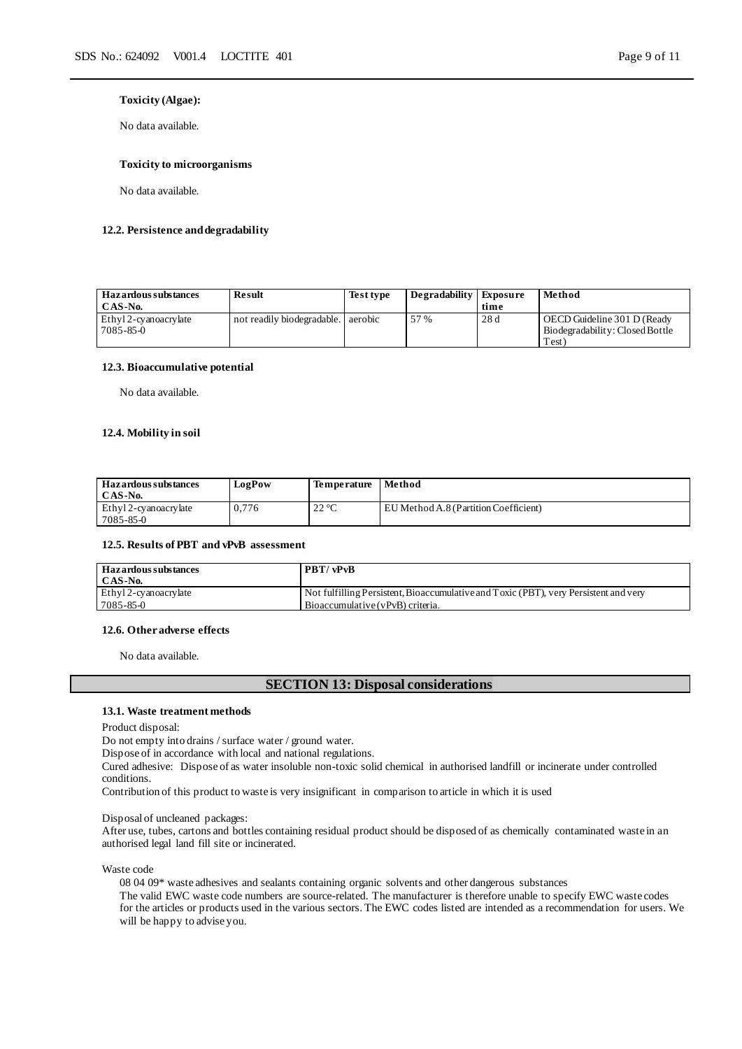**Toxicity (Algae):**

No data available.

**Toxicity to microorganisms**

No data available.

### 12.2. Persistence and degradability

| Hazardous substances CAS-No. | Result | Test type | Degradability | Exposure time | Method |
|---|---|---|---|---|---|
| Ethyl 2-cyanoacrylate 7085-85-0 | not readily biodegradable. | aerobic | 57 % | 28 d | OECD Guideline 301 D (Ready Biodegradability: Closed Bottle Test) |

### 12.3. Bioaccumulative potential

No data available.

### 12.4. Mobility in soil

| Hazardous substances CAS-No. | LogPow | Temperature | Method |
|---|---|---|---|
| Ethyl 2-cyanoacrylate 7085-85-0 | 0,776 | 22 °C | EU Method A.8 (Partition Coefficient) |

### 12.5. Results of PBT and vPvB assessment

| Hazardous substances CAS-No. | PBT/ vPvB |
|---|---|
| Ethyl 2-cyanoacrylate 7085-85-0 | Not fulfilling Persistent, Bioaccumulative and Toxic (PBT), very Persistent and very Bioaccumulative (vPvB) criteria. |

### 12.6. Other adverse effects

No data available.

## SECTION 13: Disposal considerations

### 13.1. Waste treatment methods

Product disposal:
Do not empty into drains / surface water / ground water.
Dispose of in accordance with local and national regulations.
Cured adhesive: Dispose of as water insoluble non-toxic solid chemical in authorised landfill or incinerate under controlled conditions.
Contribution of this product to waste is very insignificant in comparison to article in which it is used

Disposal of uncleaned packages:
After use, tubes, cartons and bottles containing residual product should be disposed of as chemically contaminated waste in an authorised legal land fill site or incinerated.

Waste code

08 04 09* waste adhesives and sealants containing organic solvents and other dangerous substances
The valid EWC waste code numbers are source-related. The manufacturer is therefore unable to specify EWC waste codes for the articles or products used in the various sectors. The EWC codes listed are intended as a recommendation for users. We will be happy to advise you.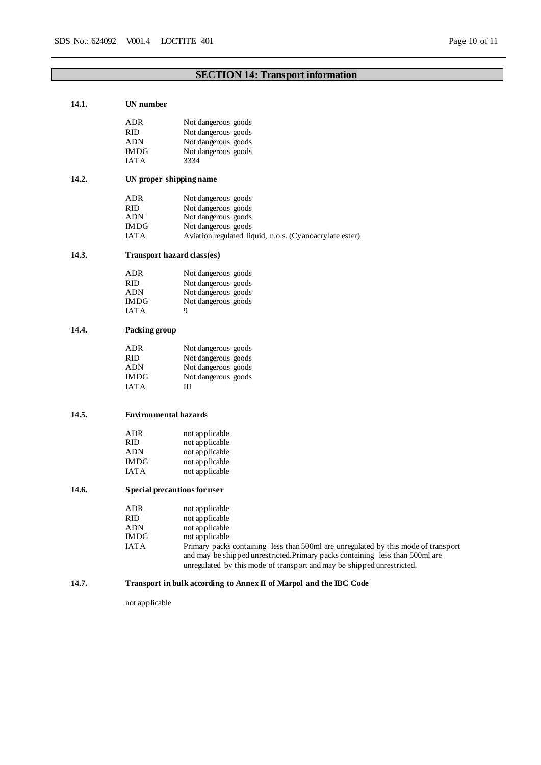## SECTION 14: Transport information

### 14.1. UN number

| | |
|---|---|
| ADR | Not dangerous goods |
| RID | Not dangerous goods |
| ADN | Not dangerous goods |
| IMDG | Not dangerous goods |
| IATA | 3334 |

### 14.2. UN proper shipping name

| | |
|---|---|
| ADR | Not dangerous goods |
| RID | Not dangerous goods |
| ADN | Not dangerous goods |
| IMDG | Not dangerous goods |
| IATA | Aviation regulated liquid, n.o.s. (Cyanoacrylate ester) |

### 14.3. Transport hazard class(es)

| | |
|---|---|
| ADR | Not dangerous goods |
| RID | Not dangerous goods |
| ADN | Not dangerous goods |
| IMDG | Not dangerous goods |
| IATA | 9 |

### 14.4. Packing group

| | |
|---|---|
| ADR | Not dangerous goods |
| RID | Not dangerous goods |
| ADN | Not dangerous goods |
| IMDG | Not dangerous goods |
| IATA | III |

### 14.5. Environmental hazards

| | |
|---|---|
| ADR | not applicable |
| RID | not applicable |
| ADN | not applicable |
| IMDG | not applicable |
| IATA | not applicable |

### 14.6. Special precautions for user

| | |
|---|---|
| ADR | not applicable |
| RID | not applicable |
| ADN | not applicable |
| IMDG | not applicable |
| IATA | Primary packs containing less than 500ml are unregulated by this mode of transport and may be shipped unrestricted.Primary packs containing less than 500ml are unregulated by this mode of transport and may be shipped unrestricted. |

### 14.7. Transport in bulk according to Annex II of Marpol and the IBC Code

not applicable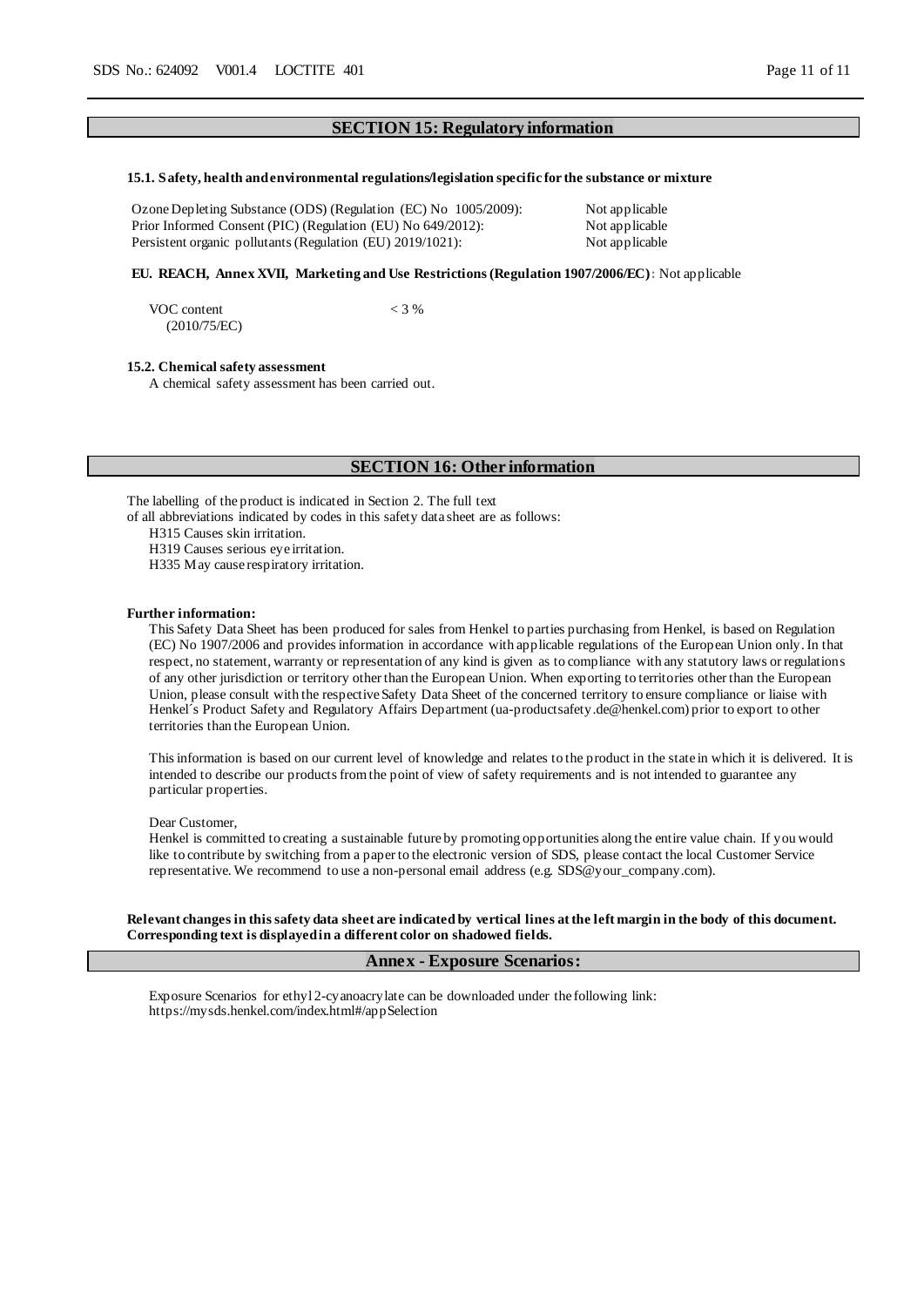## SECTION 15: Regulatory information

**15.1. Safety, health and environmental regulations/legislation specific for the substance or mixture**

| | |
|---|---|
| Ozone Depleting Substance (ODS) (Regulation (EC) No 1005/2009): | Not applicable |
| Prior Informed Consent (PIC) (Regulation (EU) No 649/2012): | Not applicable |
| Persistent organic pollutants (Regulation (EU) 2019/1021): | Not applicable |

**EU. REACH, Annex XVII, Marketing and Use Restrictions (Regulation 1907/2006/EC)**: Not applicable

| | |
|---|---|
| VOC content (2010/75/EC) | < 3 % |

**15.2. Chemical safety assessment**

A chemical safety assessment has been carried out.

## SECTION 16: Other information

The labelling of the product is indicated in Section 2. The full text of all abbreviations indicated by codes in this safety data sheet are as follows:

H315 Causes skin irritation.
H319 Causes serious eye irritation.
H335 May cause respiratory irritation.

**Further information:**

This Safety Data Sheet has been produced for sales from Henkel to parties purchasing from Henkel, is based on Regulation (EC) No 1907/2006 and provides information in accordance with applicable regulations of the European Union only. In that respect, no statement, warranty or representation of any kind is given as to compliance with any statutory laws or regulations of any other jurisdiction or territory other than the European Union. When exporting to territories other than the European Union, please consult with the respective Safety Data Sheet of the concerned territory to ensure compliance or liaise with Henkel´s Product Safety and Regulatory Affairs Department (ua-productsafety.de@henkel.com) prior to export to other territories than the European Union.

This information is based on our current level of knowledge and relates to the product in the state in which it is delivered. It is intended to describe our products from the point of view of safety requirements and is not intended to guarantee any particular properties.

Dear Customer,

Henkel is committed to creating a sustainable future by promoting opportunities along the entire value chain. If you would like to contribute by switching from a paper to the electronic version of SDS, please contact the local Customer Service representative. We recommend to use a non-personal email address (e.g. SDS@your_company.com).

**Relevant changes in this safety data sheet are indicated by vertical lines at the left margin in the body of this document. Corresponding text is displayed in a different color on shadowed fields.**

## Annex - Exposure Scenarios:

Exposure Scenarios for ethyl 2-cyanoacrylate can be downloaded under the following link:
https://mysds.henkel.com/index.html#/appSelection